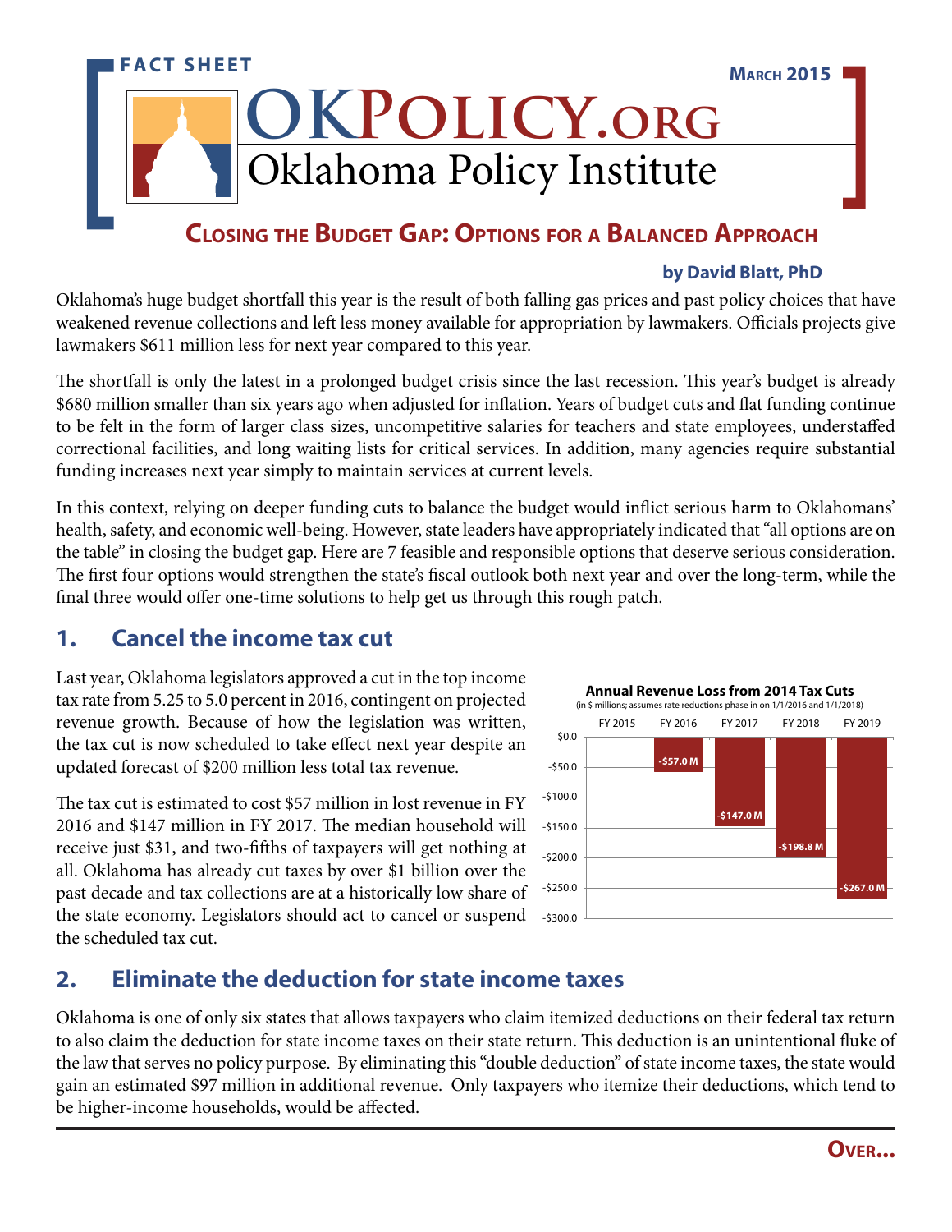FACT SHEET

March 2015

# OKPolicy.org
Oklahoma Policy Institute

## Closing the Budget Gap: Options for a Balanced Approach

**by David Blatt, PhD**

Oklahoma's huge budget shortfall this year is the result of both falling gas prices and past policy choices that have weakened revenue collections and left less money available for appropriation by lawmakers. Officials projects give lawmakers $611 million less for next year compared to this year.

The shortfall is only the latest in a prolonged budget crisis since the last recession. This year's budget is already $680 million smaller than six years ago when adjusted for inflation. Years of budget cuts and flat funding continue to be felt in the form of larger class sizes, uncompetitive salaries for teachers and state employees, understaffed correctional facilities, and long waiting lists for critical services. In addition, many agencies require substantial funding increases next year simply to maintain services at current levels.

In this context, relying on deeper funding cuts to balance the budget would inflict serious harm to Oklahomans' health, safety, and economic well-being. However, state leaders have appropriately indicated that "all options are on the table" in closing the budget gap. Here are 7 feasible and responsible options that deserve serious consideration. The first four options would strengthen the state's fiscal outlook both next year and over the long-term, while the final three would offer one-time solutions to help get us through this rough patch.

## 1. Cancel the income tax cut

Last year, Oklahoma legislators approved a cut in the top income tax rate from 5.25 to 5.0 percent in 2016, contingent on projected revenue growth. Because of how the legislation was written, the tax cut is now scheduled to take effect next year despite an updated forecast of $200 million less total tax revenue.

The tax cut is estimated to cost $57 million in lost revenue in FY 2016 and $147 million in FY 2017. The median household will receive just $31, and two-fifths of taxpayers will get nothing at all. Oklahoma has already cut taxes by over $1 billion over the past decade and tax collections are at a historically low share of the state economy. Legislators should act to cancel or suspend the scheduled tax cut.

**Annual Revenue Loss from 2014 Tax Cuts**
(in $ millions; assumes rate reductions phase in on 1/1/2016 and 1/1/2018)

| FY 2015 | FY 2016 | FY 2017 | FY 2018 | FY 2019 |
|---|---|---|---|---|
| | -$57.0 M | -$147.0 M | -$198.8 M | -$267.0 M |

## 2. Eliminate the deduction for state income taxes

Oklahoma is one of only six states that allows taxpayers who claim itemized deductions on their federal tax return to also claim the deduction for state income taxes on their state return. This deduction is an unintentional fluke of the law that serves no policy purpose. By eliminating this "double deduction" of state income taxes, the state would gain an estimated $97 million in additional revenue. Only taxpayers who itemize their deductions, which tend to be higher-income households, would be affected.

Over...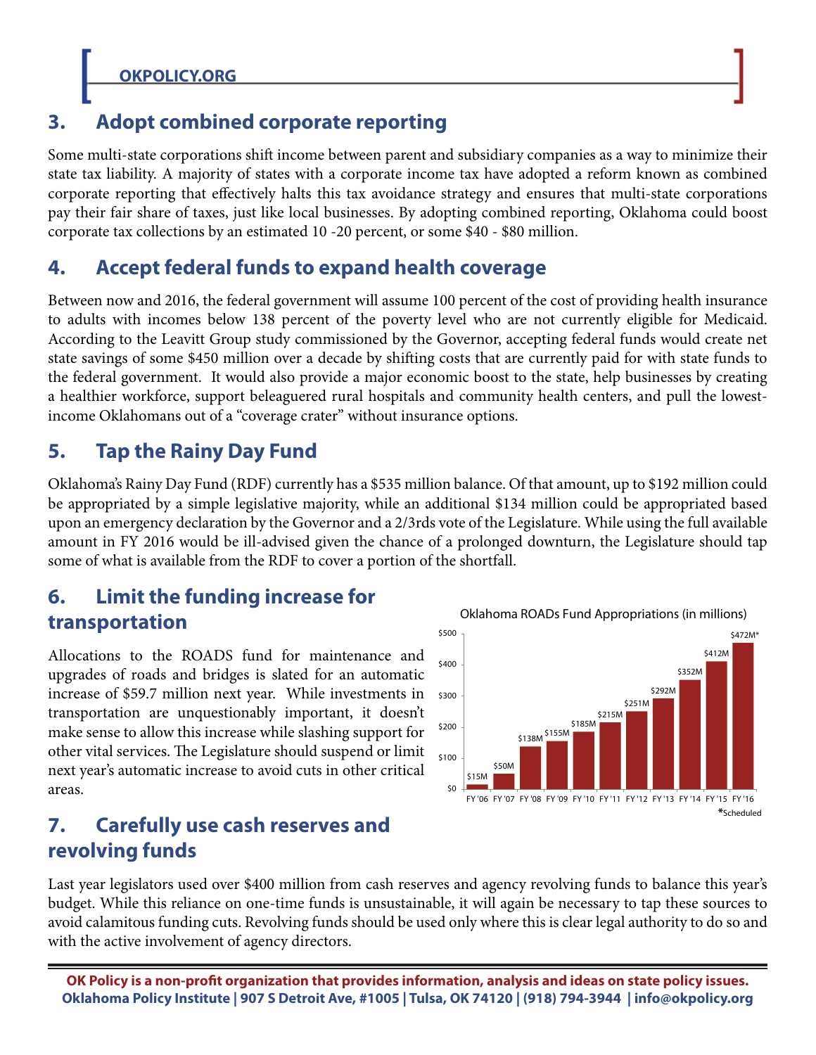## 3. Adopt combined corporate reporting

Some multi-state corporations shift income between parent and subsidiary companies as a way to minimize their state tax liability. A majority of states with a corporate income tax have adopted a reform known as combined corporate reporting that effectively halts this tax avoidance strategy and ensures that multi-state corporations pay their fair share of taxes, just like local businesses. By adopting combined reporting, Oklahoma could boost corporate tax collections by an estimated 10 -20 percent, or some $40 - $80 million.

## 4. Accept federal funds to expand health coverage

Between now and 2016, the federal government will assume 100 percent of the cost of providing health insurance to adults with incomes below 138 percent of the poverty level who are not currently eligible for Medicaid. According to the Leavitt Group study commissioned by the Governor, accepting federal funds would create net state savings of some $450 million over a decade by shifting costs that are currently paid for with state funds to the federal government. It would also provide a major economic boost to the state, help businesses by creating a healthier workforce, support beleaguered rural hospitals and community health centers, and pull the lowest-income Oklahomans out of a "coverage crater" without insurance options.

## 5. Tap the Rainy Day Fund

Oklahoma's Rainy Day Fund (RDF) currently has a $535 million balance. Of that amount, up to $192 million could be appropriated by a simple legislative majority, while an additional $134 million could be appropriated based upon an emergency declaration by the Governor and a 2/3rds vote of the Legislature. While using the full available amount in FY 2016 would be ill-advised given the chance of a prolonged downturn, the Legislature should tap some of what is available from the RDF to cover a portion of the shortfall.

## 6. Limit the funding increase for transportation

Allocations to the ROADS fund for maintenance and upgrades of roads and bridges is slated for an automatic increase of $59.7 million next year. While investments in transportation are unquestionably important, it doesn't make sense to allow this increase while slashing support for other vital services. The Legislature should suspend or limit next year's automatic increase to avoid cuts in other critical areas.

Oklahoma ROADs Fund Appropriations (in millions)

$500
$400
$300
$200
$100
$0

$15M $50M $138M $155M $185M $215M $251M $292M $352M $412M $472M*

FY '06 FY '07 FY '08 FY '09 FY '10 FY '11 FY '12 FY '13 FY '14 FY '15 FY '16

*Scheduled

## 7. Carefully use cash reserves and revolving funds

Last year legislators used over $400 million from cash reserves and agency revolving funds to balance this year's budget. While this reliance on one-time funds is unsustainable, it will again be necessary to tap these sources to avoid calamitous funding cuts. Revolving funds should be used only where this is clear legal authority to do so and with the active involvement of agency directors.

**OK Policy is a non-profit organization that provides information, analysis and ideas on state policy issues.**
**Oklahoma Policy Institute | 907 S Detroit Ave, #1005 | Tulsa, OK 74120 | (918) 794-3944 | info@okpolicy.org**